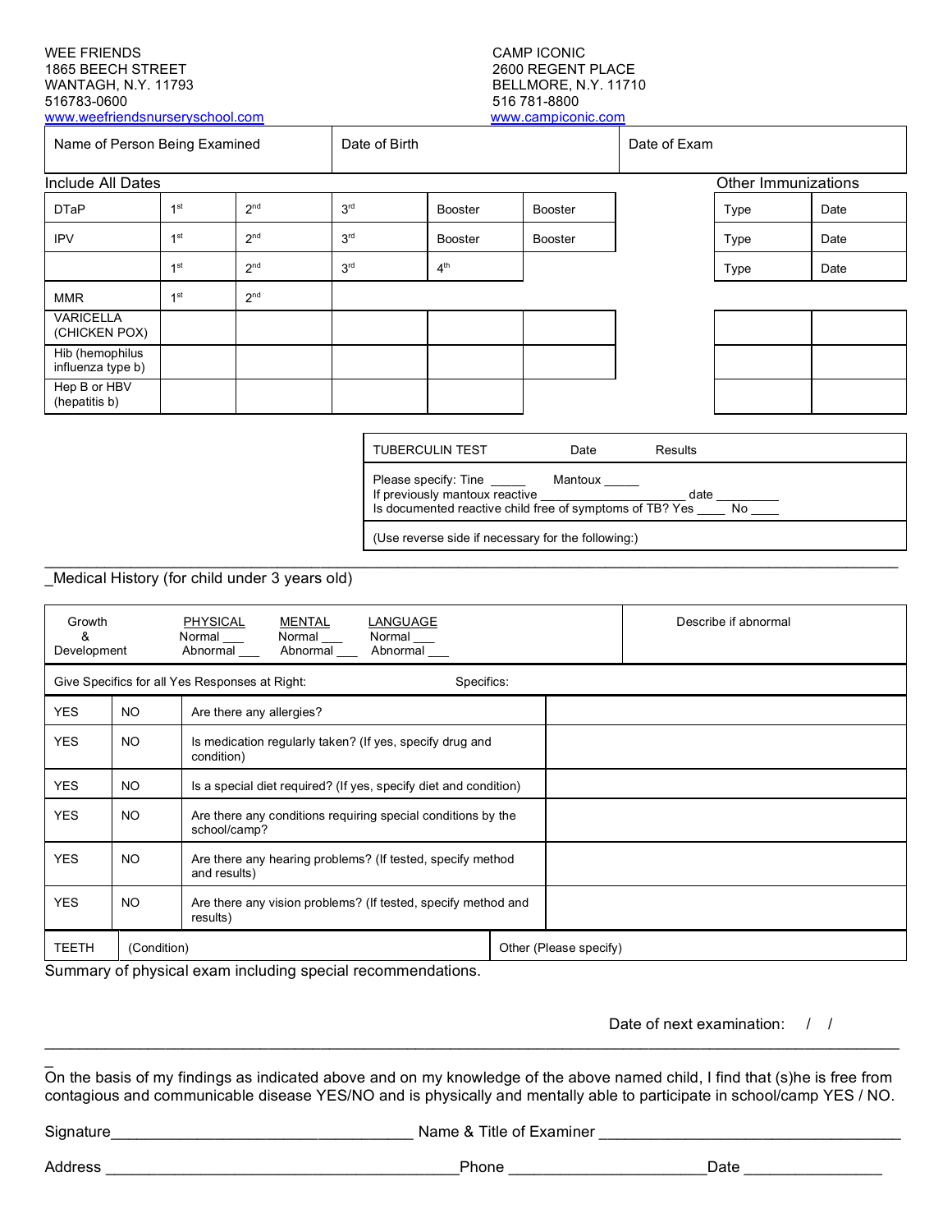WEE FRIENDS
1865 BEECH STREET
WANTAGH, N.Y. 11793
516783-0600
www.weefriendsnurseryschool.com

CAMP ICONIC
2600 REGENT PLACE
BELLMORE, N.Y. 11710
516 781-8800
www.campiconic.com

| Name of Person Being Examined | Date of Birth | Date of Exam |
|---|---|---|
| | | |

Include All Dates

| | | | | | |
|---|---|---|---|---|---|
| DTaP | 1st | 2nd | 3rd | Booster | Booster |
| IPV | 1st | 2nd | 3rd | Booster | Booster |
| | 1st | 2nd | 3rd | 4th | |
| MMR | 1st | 2nd | | | |
| VARICELLA (CHICKEN POX) | | | | | |
| Hib (hemophilus influenza type b) | | | | | |
| Hep B or HBV (hepatitis b) | | | | | |

Other Immunizations

| Type | Date |
|---|---|
| Type | Date |
| Type | Date |
| | |
| | |
| | |

| TUBERCULIN TEST Date Results |
|---|
| Please specify: Tine _____ Mantoux _____<br>If previously mantoux reactive ____________________ date _________<br>Is documented reactive child free of symptoms of TB? Yes ____ No ____ |
| (Use reverse side if necessary for the following:) |

_Medical History (for child under 3 years old)

| Growth & Development | PHYSICAL<br>Normal ___<br>Abnormal ___ | MENTAL<br>Normal ___<br>Abnormal ___ | LANGUAGE<br>Normal ___<br>Abnormal ___ | Describe if abnormal |
|---|---|---|---|---|

Give Specifics for all Yes Responses at Right: Specifics:

| | | | |
|---|---|---|---|
| YES | NO | Are there any allergies? | |
| YES | NO | Is medication regularly taken? (If yes, specify drug and condition) | |
| YES | NO | Is a special diet required? (If yes, specify diet and condition) | |
| YES | NO | Are there any conditions requiring special conditions by the school/camp? | |
| YES | NO | Are there any hearing problems? (If tested, specify method and results) | |
| YES | NO | Are there any vision problems? (If tested, specify method and results) | |

| TEETH | (Condition) | Other (Please specify) |
|---|---|---|

Summary of physical exam including special recommendations.

Date of next examination: / /

On the basis of my findings as indicated above and on my knowledge of the above named child, I find that (s)he is free from contagious and communicable disease YES/NO and is physically and mentally able to participate in school/camp YES / NO.

Signature__________________________________ Name & Title of Examiner __________________________________

Address ________________________________________Phone ______________________Date _______________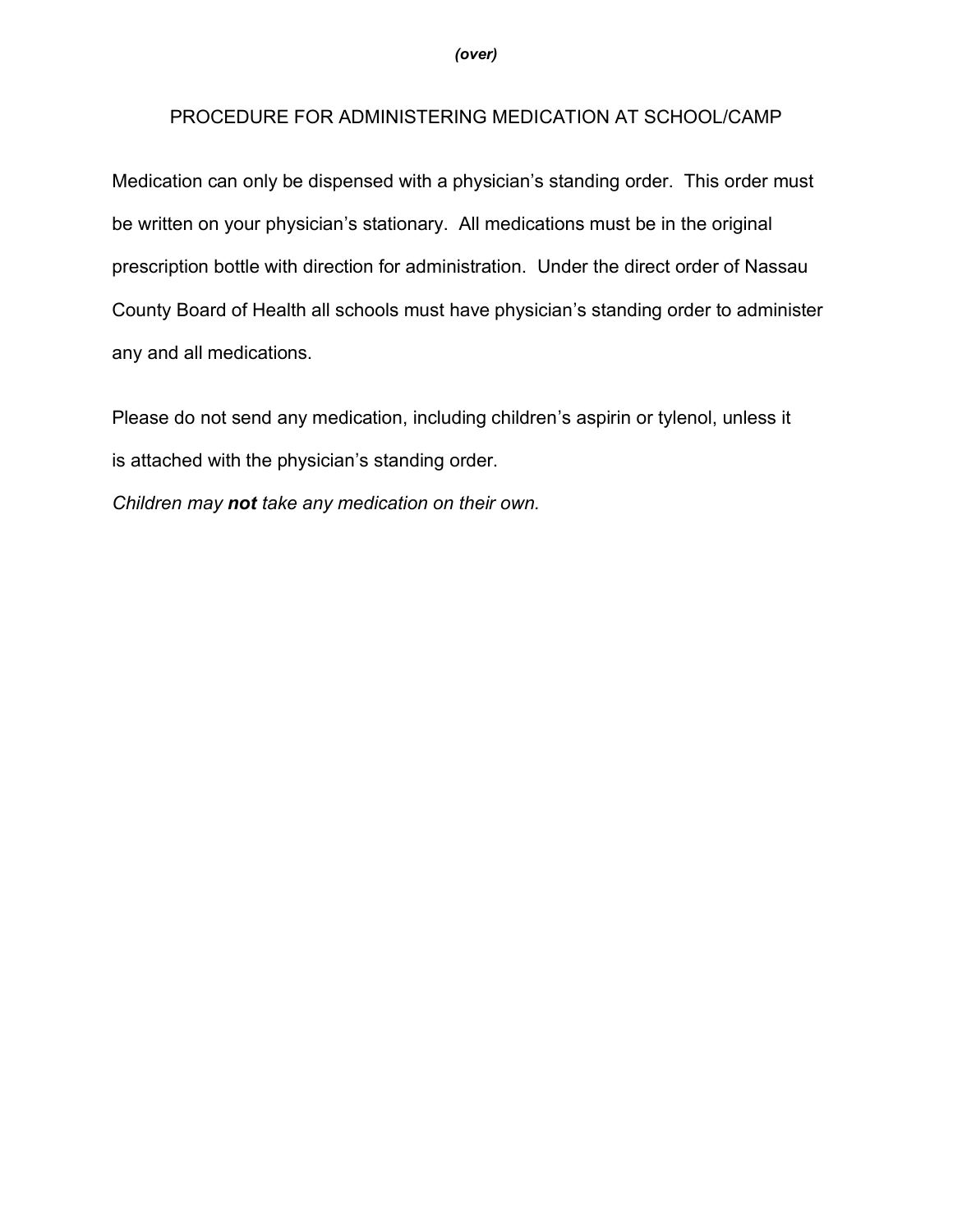*(over)*

# PROCEDURE FOR ADMINISTERING MEDICATION AT SCHOOL/CAMP

Medication can only be dispensed with a physician's standing order. This order must be written on your physician's stationary. All medications must be in the original prescription bottle with direction for administration. Under the direct order of Nassau County Board of Health all schools must have physician's standing order to administer any and all medications.

Please do not send any medication, including children's aspirin or tylenol, unless it is attached with the physician's standing order.

*Children may* ***not*** *take any medication on their own.*